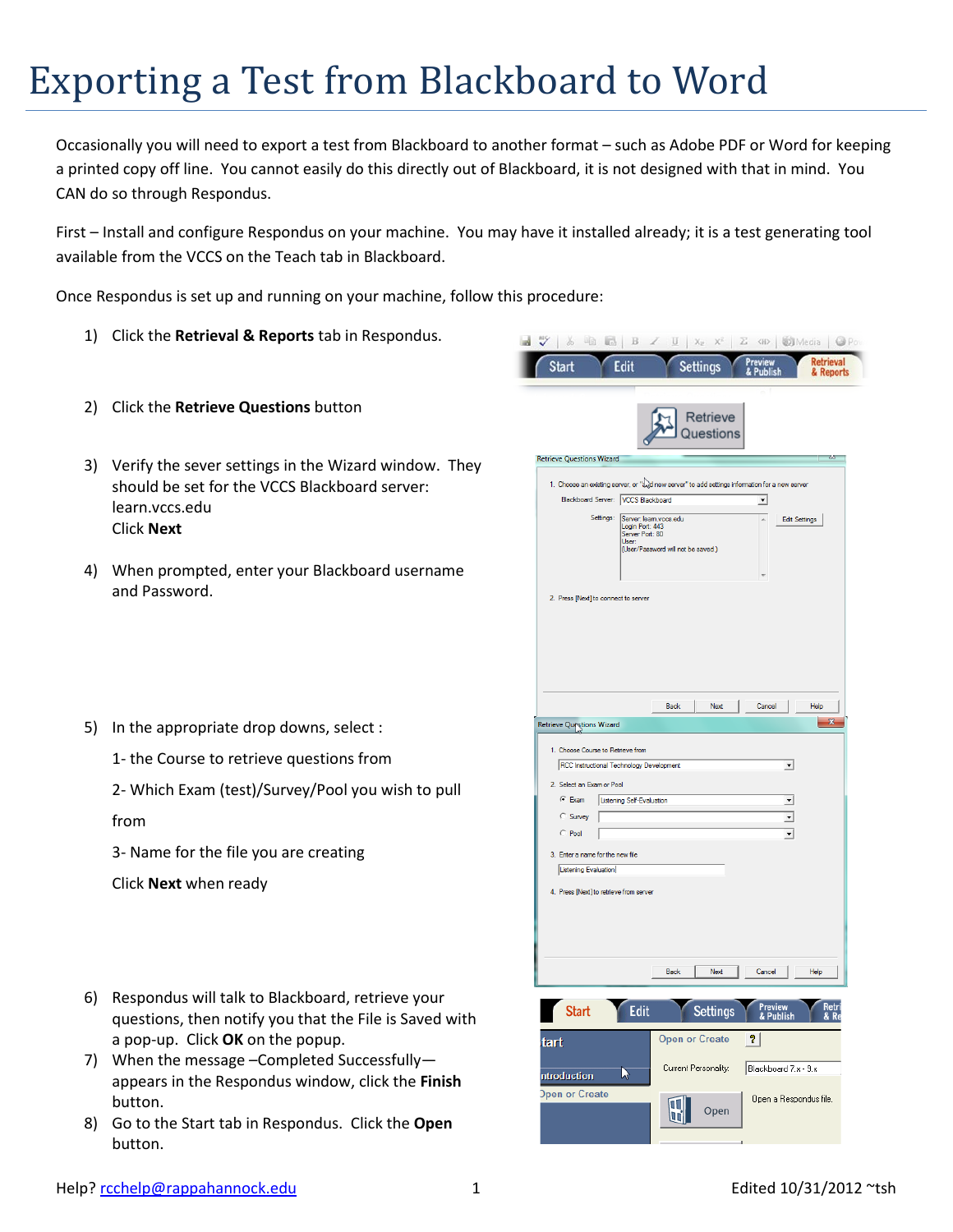# Exporting a Test from Blackboard to Word

Occasionally you will need to export a test from Blackboard to another format – such as Adobe PDF or Word for keeping a printed copy off line. You cannot easily do this directly out of Blackboard, it is not designed with that in mind. You CAN do so through Respondus.

First – Install and configure Respondus on your machine. You may have it installed already; it is a test generating tool available from the VCCS on the Teach tab in Blackboard.

Once Respondus is set up and running on your machine, follow this procedure:

1) Click the **Retrieval & Reports** tab in Respondus.

2) Click the **Retrieve Questions** button

3) Verify the sever settings in the Wizard window. They should be set for the VCCS Blackboard server: learn.vccs.edu
   Click **Next**

4) When prompted, enter your Blackboard username and Password.

5) In the appropriate drop downs, select :

   1- the Course to retrieve questions from

   2- Which Exam (test)/Survey/Pool you wish to pull from

   3- Name for the file you are creating

   Click **Next** when ready

6) Respondus will talk to Blackboard, retrieve your questions, then notify you that the File is Saved with a pop-up. Click **OK** on the popup.

7) When the message –Completed Successfully— appears in the Respondus window, click the **Finish** button.

8) Go to the Start tab in Respondus. Click the **Open** button.

Help? rcchelp@rappahannock.edu

Edited 10/31/2012 ~tsh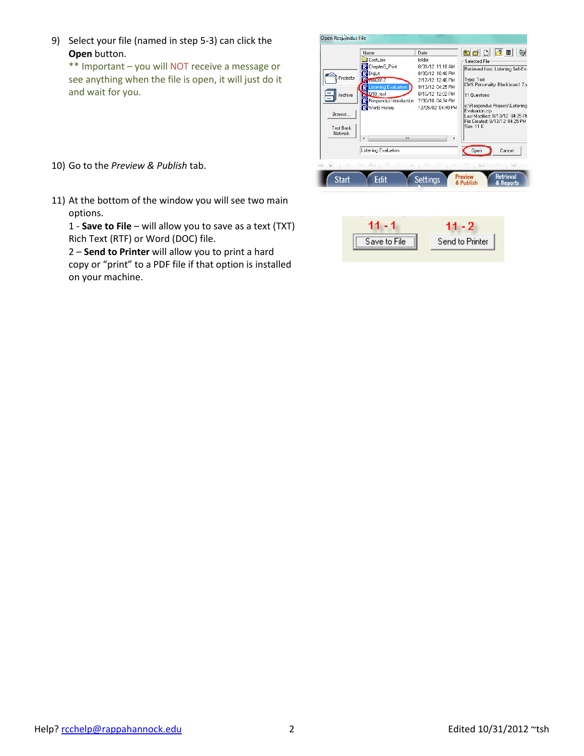9) Select your file (named in step 5-3) can click the **Open** button.
   ** Important – you will NOT receive a message or see anything when the file is open, it will just do it and wait for you.

10) Go to the *Preview & Publish* tab.

11) At the bottom of the window you will see two main options.
    1 - **Save to File** – will allow you to save as a text (TXT) Rich Text (RTF) or Word (DOC) file.
    2 – **Send to Printer** will allow you to print a hard copy or "print" to a PDF file if that option is installed on your machine.

Help? rcchelp@rappahannock.edu

Edited 10/31/2012 ~tsh